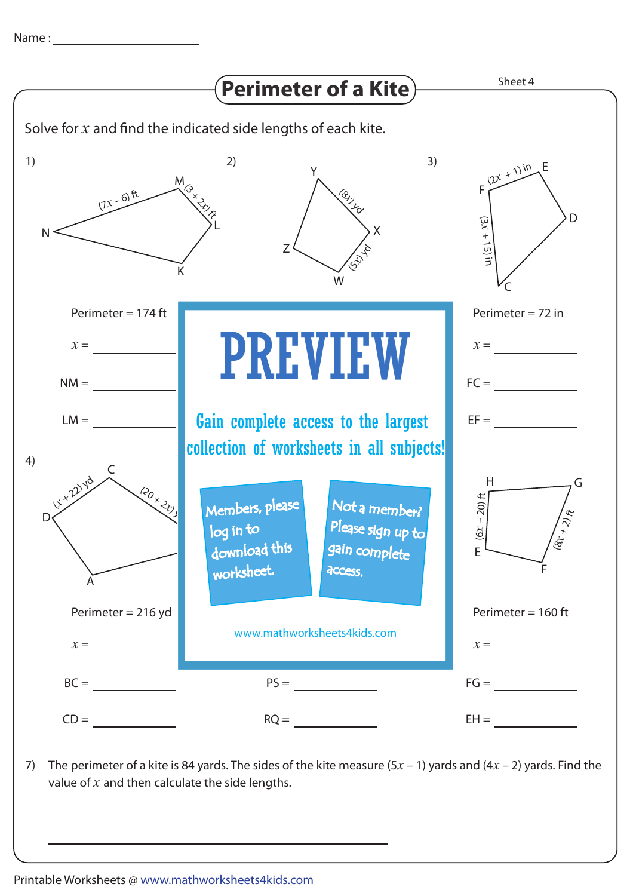Name : ____________________

# Perimeter of a Kite

Sheet 4

Solve for $x$ and find the indicated side lengths of each kite.

1)

N, M, L, K

$(7x - 6)$ ft

$(3 + 2x)$ ft

Perimeter = 174 ft

$x$ = ____________

NM = ____________

LM = ____________

2)

Y, X, W, Z

$(8x)$ yd

$(5x)$ yd

3)

F, E, D, C

$(2x + 1)$ in

$(3x + 15)$ in

Perimeter = 72 in

$x$ = ____________

FC = ____________

EF = ____________

4)

D, C, A

$(x + 22)$ yd

$(20 + 2x)$ y

Perimeter = 216 yd

$x$ = ____________

BC = ____________

CD = ____________

PREVIEW

Gain complete access to the largest collection of worksheets in all subjects!

Members, please log in to download this worksheet.

Not a member? Please sign up to gain complete access.

www.mathworksheets4kids.com

PS = ____________

RQ = ____________

H, G, E, F

$(6x - 20)$ ft

$(8x + 2)$ ft

Perimeter = 160 ft

$x$ = ____________

FG = ____________

EH = ____________

7) The perimeter of a kite is 84 yards. The sides of the kite measure $(5x - 1)$ yards and $(4x - 2)$ yards. Find the value of $x$ and then calculate the side lengths.

______________________________________________

Printable Worksheets @ www.mathworksheets4kids.com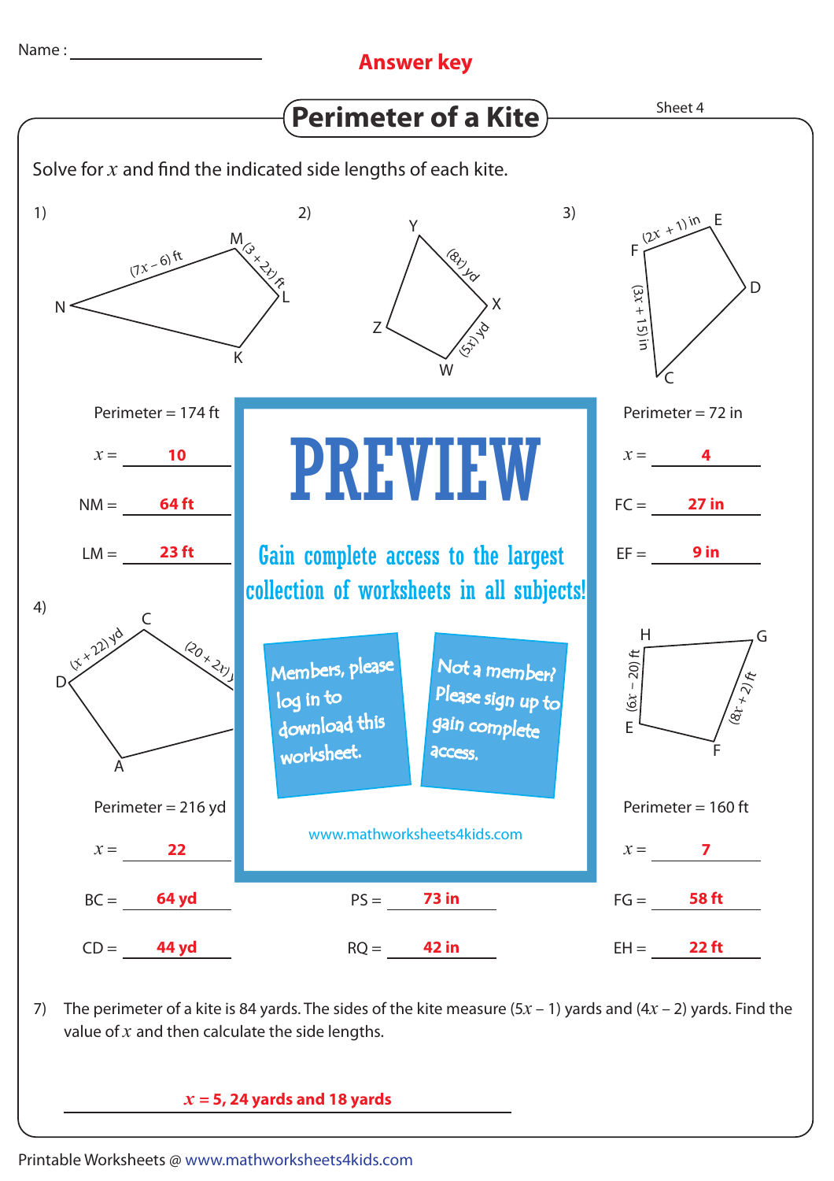Name : ______________________

**Answer key**

# Perimeter of a Kite

Sheet 4

Solve for $x$ and find the indicated side lengths of each kite.

1)

M, $(7x - 6)$ ft, $(3 + 2x)$ ft, N, L, K

Perimeter = 174 ft

$x$ = **10**

NM = **64 ft**

LM = **23 ft**

2)

Y, $(8x)$ yd, X, Z, $(5x)$ yd, W

3)

$(2x + 1)$ in, E, F, D, $(3x + 15)$ in, C

Perimeter = 72 in

$x$ = **4**

FC = **27 in**

EF = **9 in**

4)

C, $(x + 22)$ yd, $(20 + 2x)$ y, D, A

Perimeter = 216 yd

$x$ = **22**

BC = **64 yd**

CD = **44 yd**

PREVIEW

Gain complete access to the largest collection of worksheets in all subjects!

Members, please log in to download this worksheet.

Not a member? Please sign up to gain complete access.

www.mathworksheets4kids.com

PS = **73 in**

RQ = **42 in**

H, G, $(6x - 20)$ ft, $(8x + 2)$ ft, E, F

Perimeter = 160 ft

$x$ = **7**

FG = **58 ft**

EH = **22 ft**

7) The perimeter of a kite is 84 yards. The sides of the kite measure $(5x - 1)$ yards and $(4x - 2)$ yards. Find the value of $x$ and then calculate the side lengths.

**$x$ = 5, 24 yards and 18 yards**

Printable Worksheets @ www.mathworksheets4kids.com